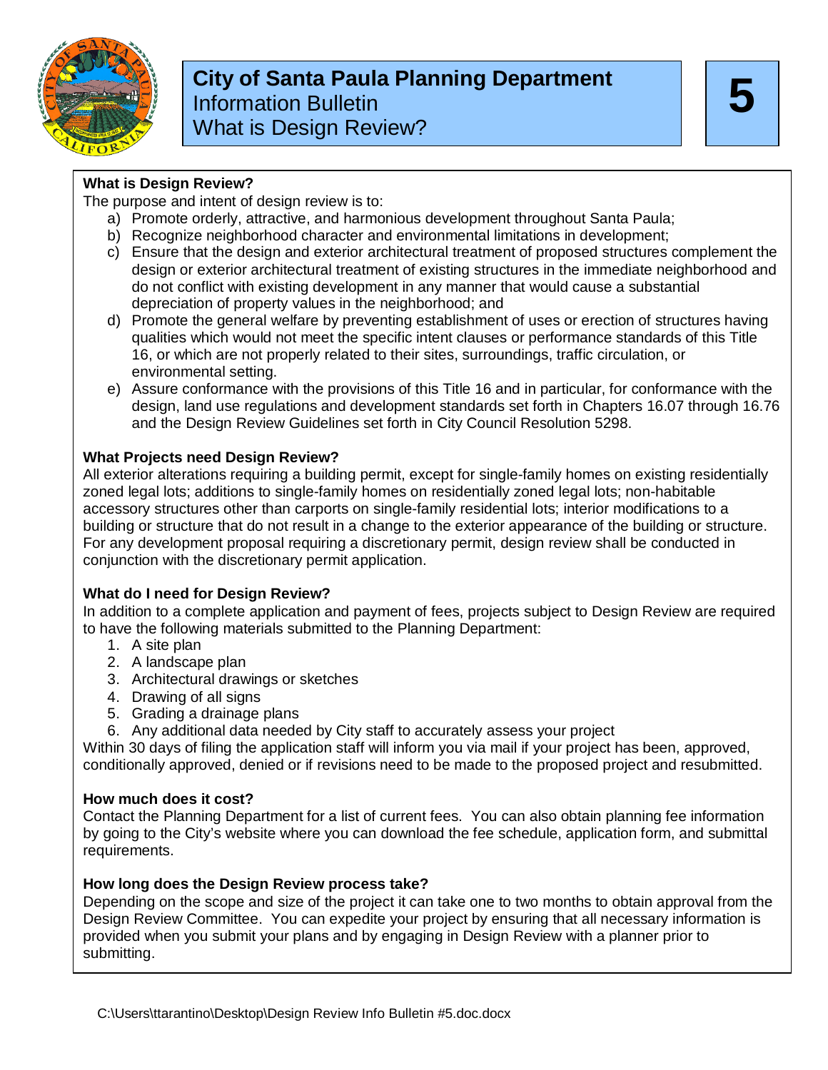# City of Santa Paula Planning Department

Information Bulletin

What is Design Review?

**5**

**What is Design Review?**

The purpose and intent of design review is to:

a) Promote orderly, attractive, and harmonious development throughout Santa Paula;
b) Recognize neighborhood character and environmental limitations in development;
c) Ensure that the design and exterior architectural treatment of proposed structures complement the design or exterior architectural treatment of existing structures in the immediate neighborhood and do not conflict with existing development in any manner that would cause a substantial depreciation of property values in the neighborhood; and
d) Promote the general welfare by preventing establishment of uses or erection of structures having qualities which would not meet the specific intent clauses or performance standards of this Title 16, or which are not properly related to their sites, surroundings, traffic circulation, or environmental setting.
e) Assure conformance with the provisions of this Title 16 and in particular, for conformance with the design, land use regulations and development standards set forth in Chapters 16.07 through 16.76 and the Design Review Guidelines set forth in City Council Resolution 5298.

**What Projects need Design Review?**

All exterior alterations requiring a building permit, except for single-family homes on existing residentially zoned legal lots; additions to single-family homes on residentially zoned legal lots; non-habitable accessory structures other than carports on single-family residential lots; interior modifications to a building or structure that do not result in a change to the exterior appearance of the building or structure. For any development proposal requiring a discretionary permit, design review shall be conducted in conjunction with the discretionary permit application.

**What do I need for Design Review?**

In addition to a complete application and payment of fees, projects subject to Design Review are required to have the following materials submitted to the Planning Department:

1. A site plan
2. A landscape plan
3. Architectural drawings or sketches
4. Drawing of all signs
5. Grading a drainage plans
6. Any additional data needed by City staff to accurately assess your project

Within 30 days of filing the application staff will inform you via mail if your project has been, approved, conditionally approved, denied or if revisions need to be made to the proposed project and resubmitted.

**How much does it cost?**

Contact the Planning Department for a list of current fees. You can also obtain planning fee information by going to the City's website where you can download the fee schedule, application form, and submittal requirements.

**How long does the Design Review process take?**

Depending on the scope and size of the project it can take one to two months to obtain approval from the Design Review Committee. You can expedite your project by ensuring that all necessary information is provided when you submit your plans and by engaging in Design Review with a planner prior to submitting.

C:\Users\ttarantino\Desktop\Design Review Info Bulletin #5.doc.docx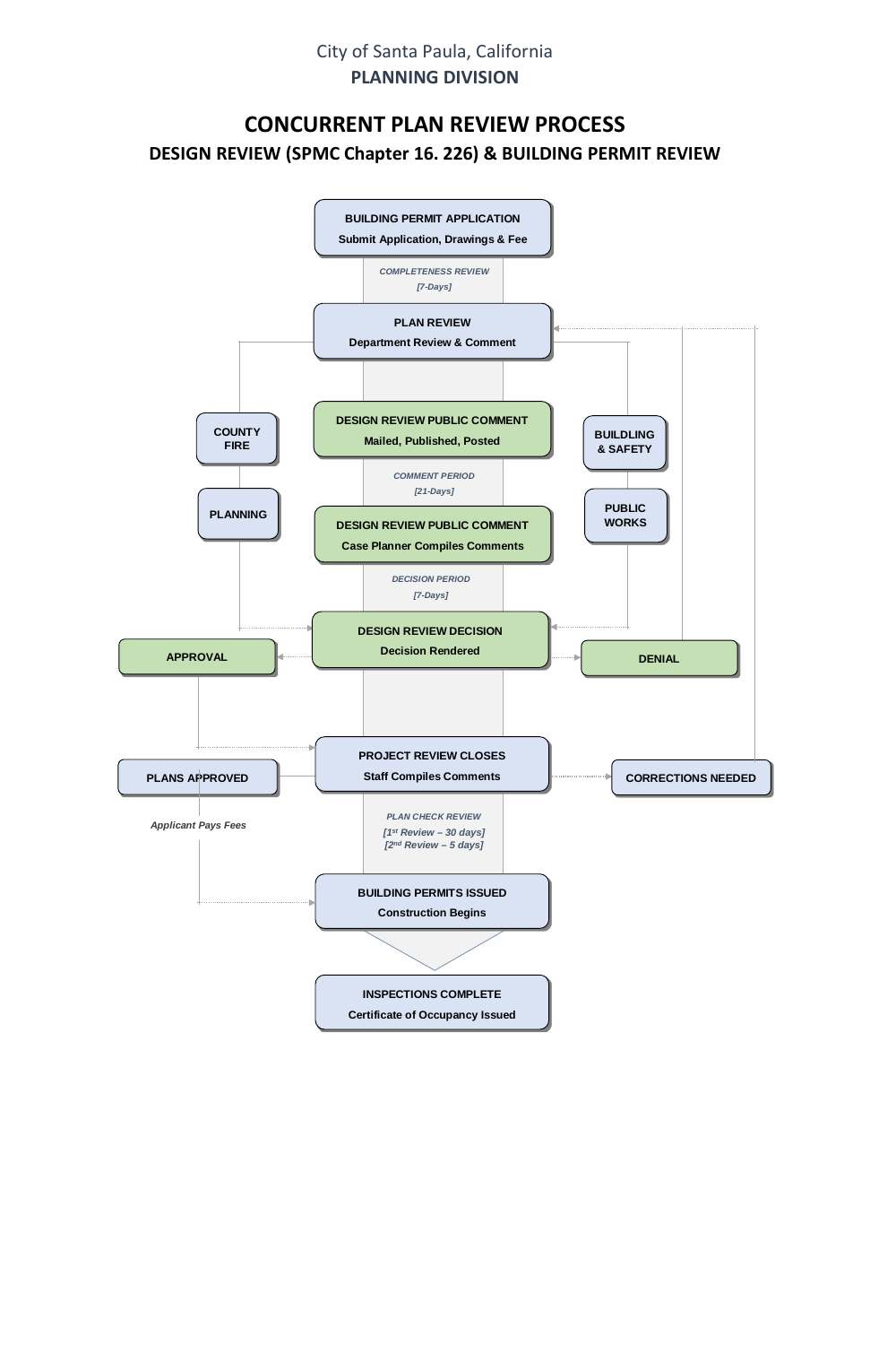City of Santa Paula, California

**PLANNING DIVISION**

# CONCURRENT PLAN REVIEW PROCESS

## DESIGN REVIEW (SPMC Chapter 16. 226) & BUILDING PERMIT REVIEW

BUILDING PERMIT APPLICATION
Submit Application, Drawings & Fee

*COMPLETENESS REVIEW*
*[7-Days]*

PLAN REVIEW
Department Review & Comment

COUNTY FIRE

PLANNING

BUILDLING & SAFETY

PUBLIC WORKS

DESIGN REVIEW PUBLIC COMMENT
Mailed, Published, Posted

*COMMENT PERIOD*
*[21-Days]*

DESIGN REVIEW PUBLIC COMMENT
Case Planner Compiles Comments

*DECISION PERIOD*
*[7-Days]*

DESIGN REVIEW DECISION
Decision Rendered

APPROVAL

DENIAL

PROJECT REVIEW CLOSES
Staff Compiles Comments

PLANS APPROVED

CORRECTIONS NEEDED

*Applicant Pays Fees*

*PLAN CHECK REVIEW*
*[1st Review – 30 days]*
*[2nd Review – 5 days]*

BUILDING PERMITS ISSUED
Construction Begins

INSPECTIONS COMPLETE
Certificate of Occupancy Issued